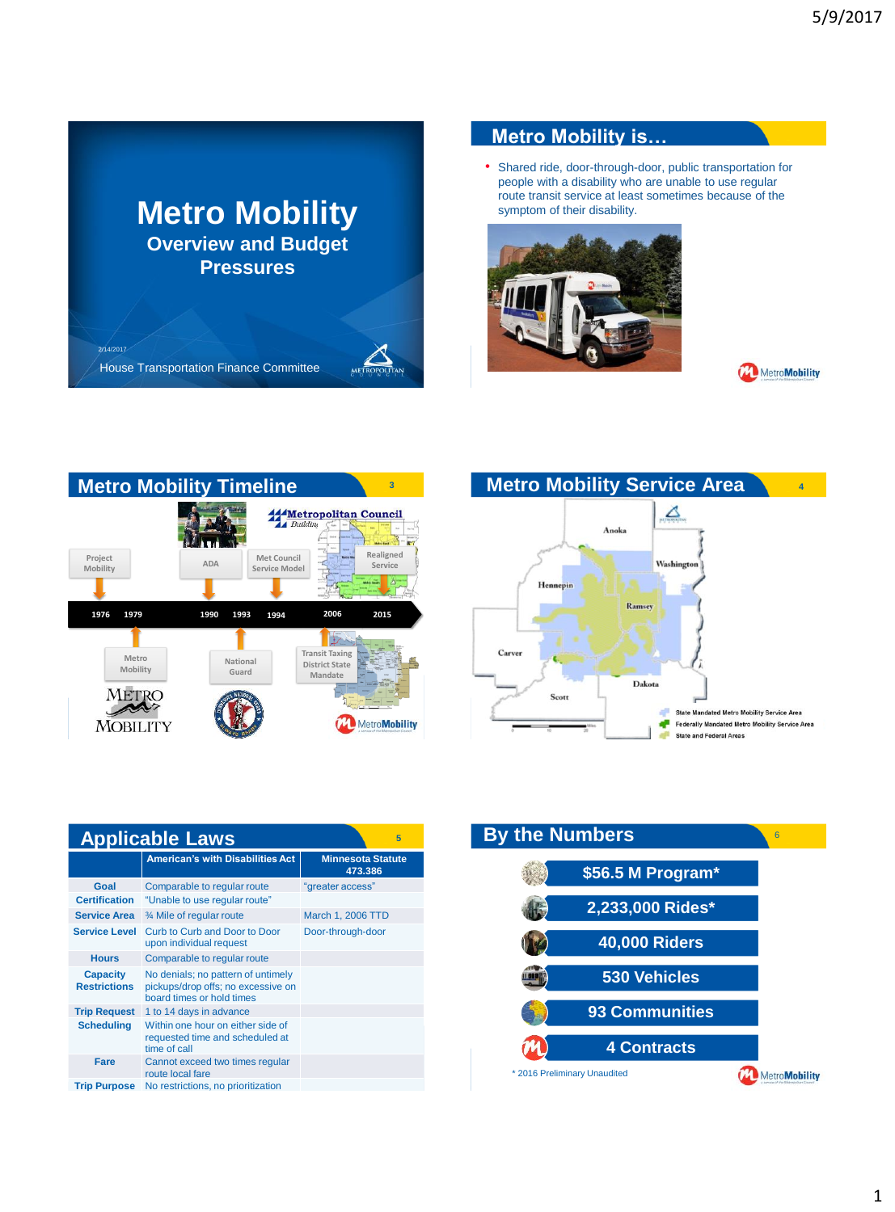# Metro Mobility

## Overview and Budget Pressures

2/14/2017

House Transportation Finance Committee

## Metro Mobility is…

- Shared ride, door-through-door, public transportation for people with a disability who are unable to use regular route transit service at least sometimes because of the symptom of their disability.

## Metro Mobility Timeline

- 1976 – Project Mobility
- 1979 – Metro Mobility
- 1990 – ADA
- 1993 – National Guard
- 1994 – Met Council Service Model
- 2006 – Transit Taxing District State Mandate
- 2015 – Realigned Service

## Metro Mobility Service Area

Anoka, Washington, Hennepin, Ramsey, Carver, Scott, Dakota

- State Mandated Metro Mobility Service Area
- Federally Mandated Metro Mobility Service Area
- State and Federal Areas

## Applicable Laws

| | American's with Disabilities Act | Minnesota Statute 473.386 |
|---|---|---|
| Goal | Comparable to regular route | "greater access" |
| Certification | "Unable to use regular route" | |
| Service Area | ¾ Mile of regular route | March 1, 2006 TTD |
| Service Level | Curb to Curb and Door to Door upon individual request | Door-through-door |
| Hours | Comparable to regular route | |
| Capacity Restrictions | No denials; no pattern of untimely pickups/drop offs; no excessive on board times or hold times | |
| Trip Request | 1 to 14 days in advance | |
| Scheduling | Within one hour on either side of requested time and scheduled at time of call | |
| Fare | Cannot exceed two times regular route local fare | |
| Trip Purpose | No restrictions, no prioritization | |

## By the Numbers

- $56.5 M Program*
- 2,233,000 Rides*
- 40,000 Riders
- 530 Vehicles
- 93 Communities
- 4 Contracts

\* 2016 Preliminary Unaudited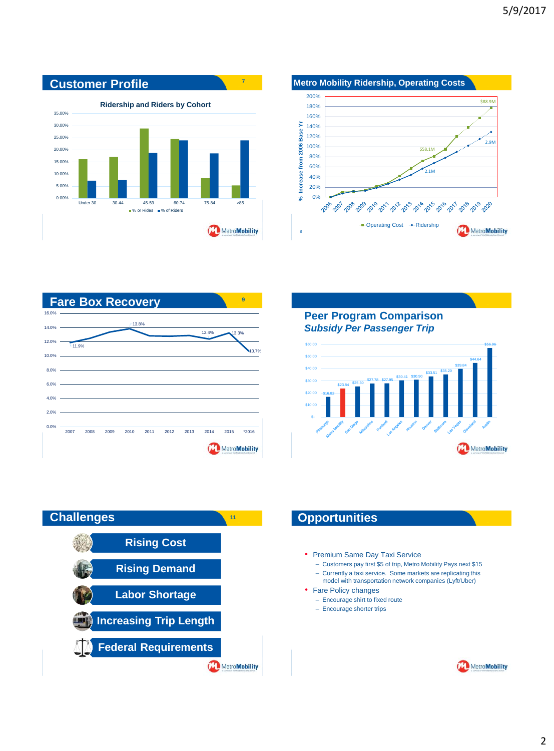## Customer Profile

**Ridership and Riders by Cohort**

| Cohort | % of Rides | % of Riders |
|---|---|---|
| Under 30 | | |
| 30-44 | | |
| 45-59 | | |
| 60-74 | | |
| 75-84 | | |
| >85 | | |

## Metro Mobility Ridership, Operating Costs

% Increase from 2006 Base Yr

Operating Cost: $58.1M, $88.9M

Ridership: 2.1M, 2.9M

Years: 2006–2020

## Fare Box Recovery

| 2007 | 2008 | 2009 | 2010 | 2011 | 2012 | 2013 | 2014 | 2015 | *2016 |
|---|---|---|---|---|---|---|---|---|---|
| 11.9% | | | 13.8% | | | | 12.4% | 13.3% | 10.7% |

## Peer Program Comparison

*Subsidy Per Passenger Trip*

| Pittsburgh | Metro Mobility | San Diego | Milwaukee | Portland | Los Angeles | Houston | Denver | Baltimore | Las Vegas | Cleveland | Austin |
|---|---|---|---|---|---|---|---|---|---|---|---|
| $16.82 | $23.84 | $25.30 | $27.78 | $27.96 | $30.41 | $30.90 | $33.51 | $35.20 | $39.84 | $44.64 | $56.96 |

## Challenges

- Rising Cost
- Rising Demand
- Labor Shortage
- Increasing Trip Length
- Federal Requirements

## Opportunities

- Premium Same Day Taxi Service
  - Customers pay first $5 of trip, Metro Mobility Pays next $15
  - Currently a taxi service. Some markets are replicating this model with transportation network companies (Lyft/Uber)
- Fare Policy changes
  - Encourage shirt to fixed route
  - Encourage shorter trips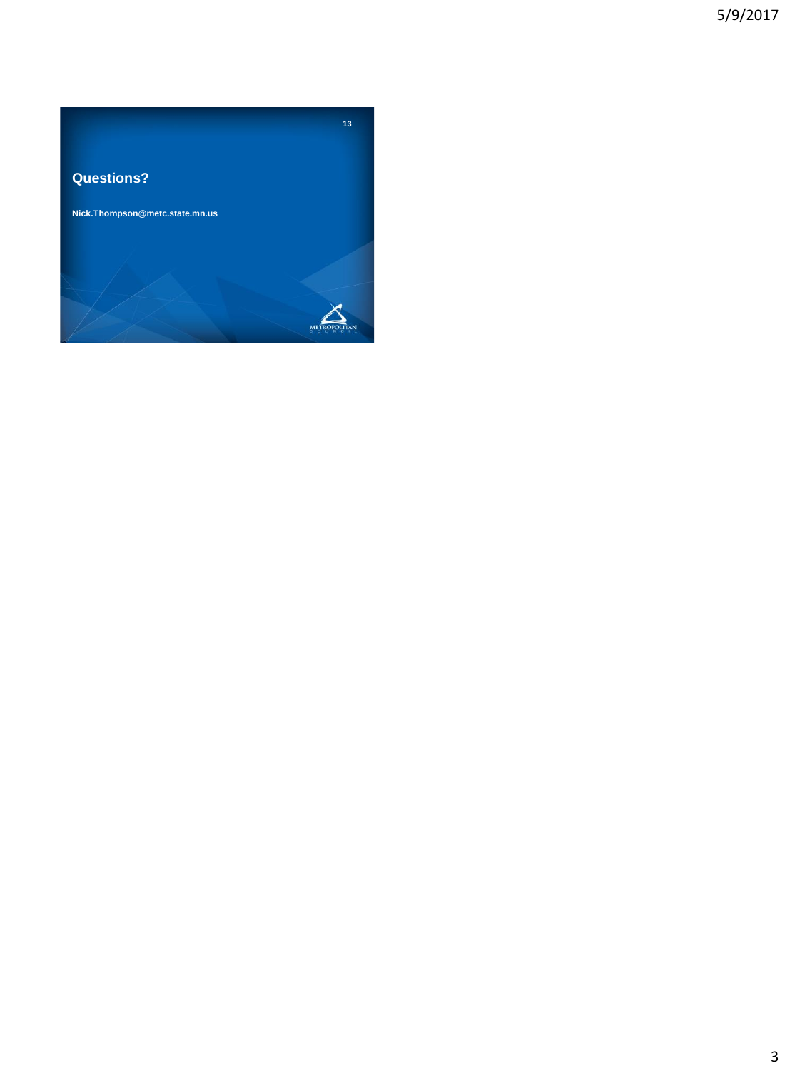## Questions?

Nick.Thompson@metc.state.mn.us

METROPOLITAN COUNCIL